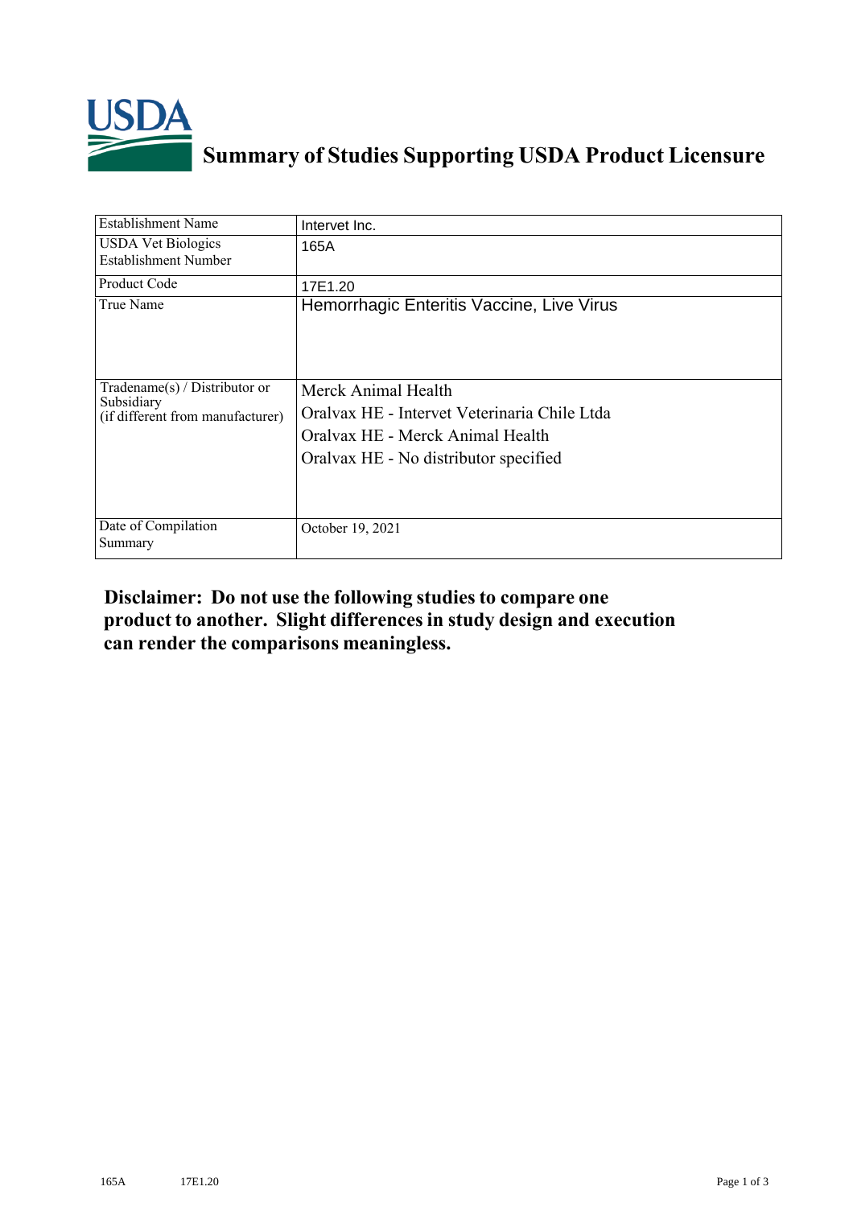# Summary of Studies Supporting USDA Product Licensure

| Establishment Name | Intervet Inc. |
|---|---|
| USDA Vet Biologics Establishment Number | 165A |
| Product Code | 17E1.20 |
| True Name | Hemorrhagic Enteritis Vaccine, Live Virus |
| Tradename(s) / Distributor or Subsidiary (if different from manufacturer) | Merck Animal Health<br>Oralvax HE - Intervet Veterinaria Chile Ltda<br>Oralvax HE - Merck Animal Health<br>Oralvax HE - No distributor specified |
| Date of Compilation Summary | October 19, 2021 |

**Disclaimer: Do not use the following studies to compare one product to another. Slight differences in study design and execution can render the comparisons meaningless.**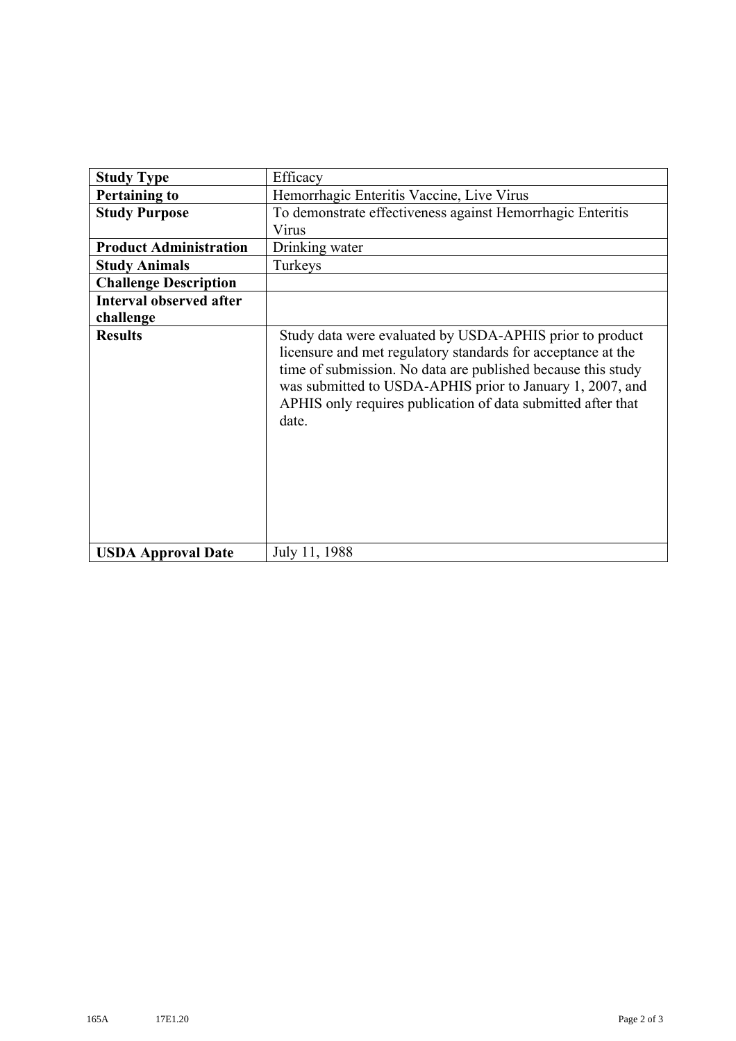| **Study Type** | Efficacy |
|---|---|
| **Pertaining to** | Hemorrhagic Enteritis Vaccine, Live Virus |
| **Study Purpose** | To demonstrate effectiveness against Hemorrhagic Enteritis Virus |
| **Product Administration** | Drinking water |
| **Study Animals** | Turkeys |
| **Challenge Description** | |
| **Interval observed after challenge** | |
| **Results** | Study data were evaluated by USDA-APHIS prior to product licensure and met regulatory standards for acceptance at the time of submission. No data are published because this study was submitted to USDA-APHIS prior to January 1, 2007, and APHIS only requires publication of data submitted after that date. |
| **USDA Approval Date** | July 11, 1988 |

165A 17E1.20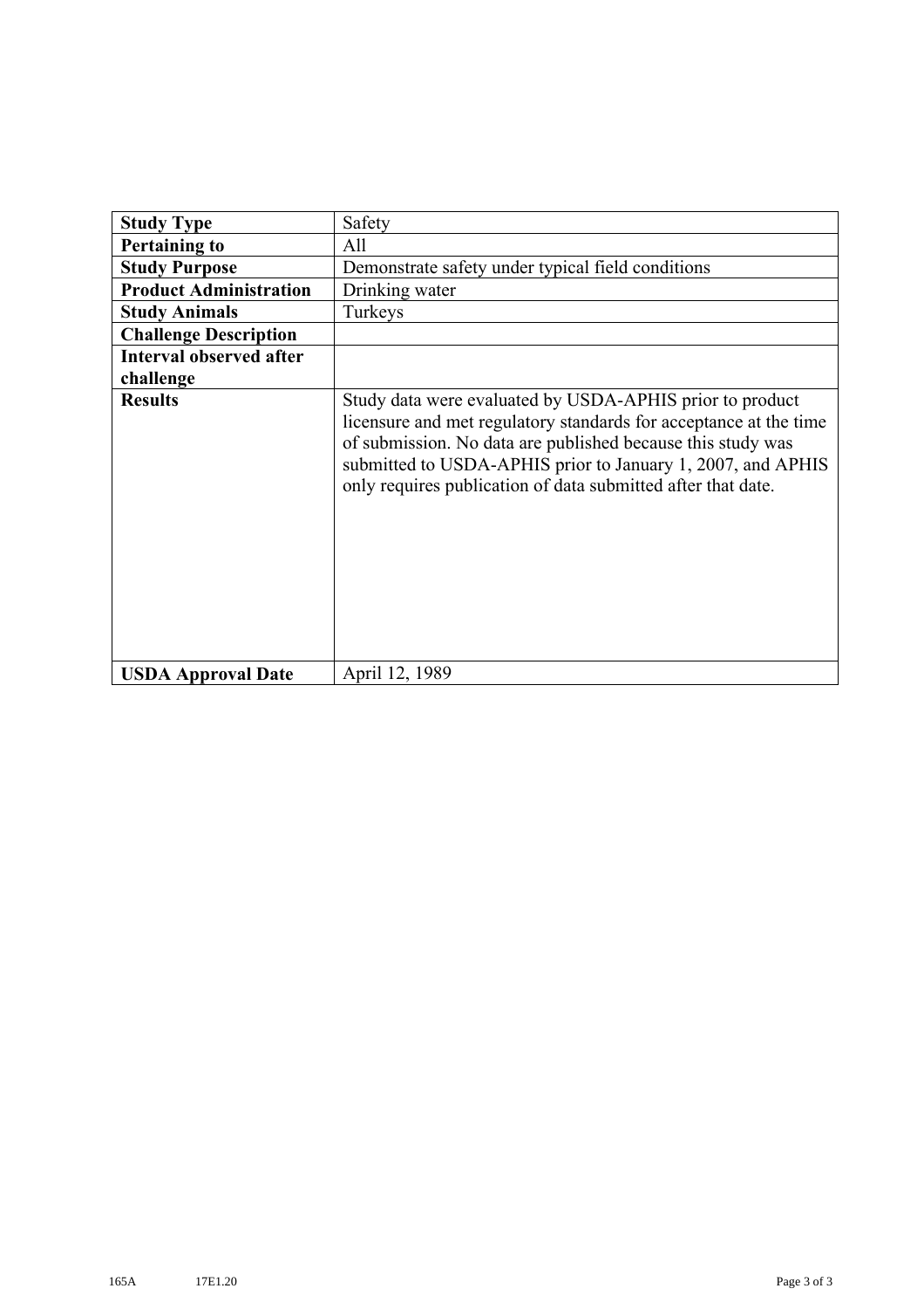| | |
|---|---|
| **Study Type** | Safety |
| **Pertaining to** | All |
| **Study Purpose** | Demonstrate safety under typical field conditions |
| **Product Administration** | Drinking water |
| **Study Animals** | Turkeys |
| **Challenge Description** | |
| **Interval observed after challenge** | |
| **Results** | Study data were evaluated by USDA-APHIS prior to product licensure and met regulatory standards for acceptance at the time of submission. No data are published because this study was submitted to USDA-APHIS prior to January 1, 2007, and APHIS only requires publication of data submitted after that date. |
| **USDA Approval Date** | April 12, 1989 |